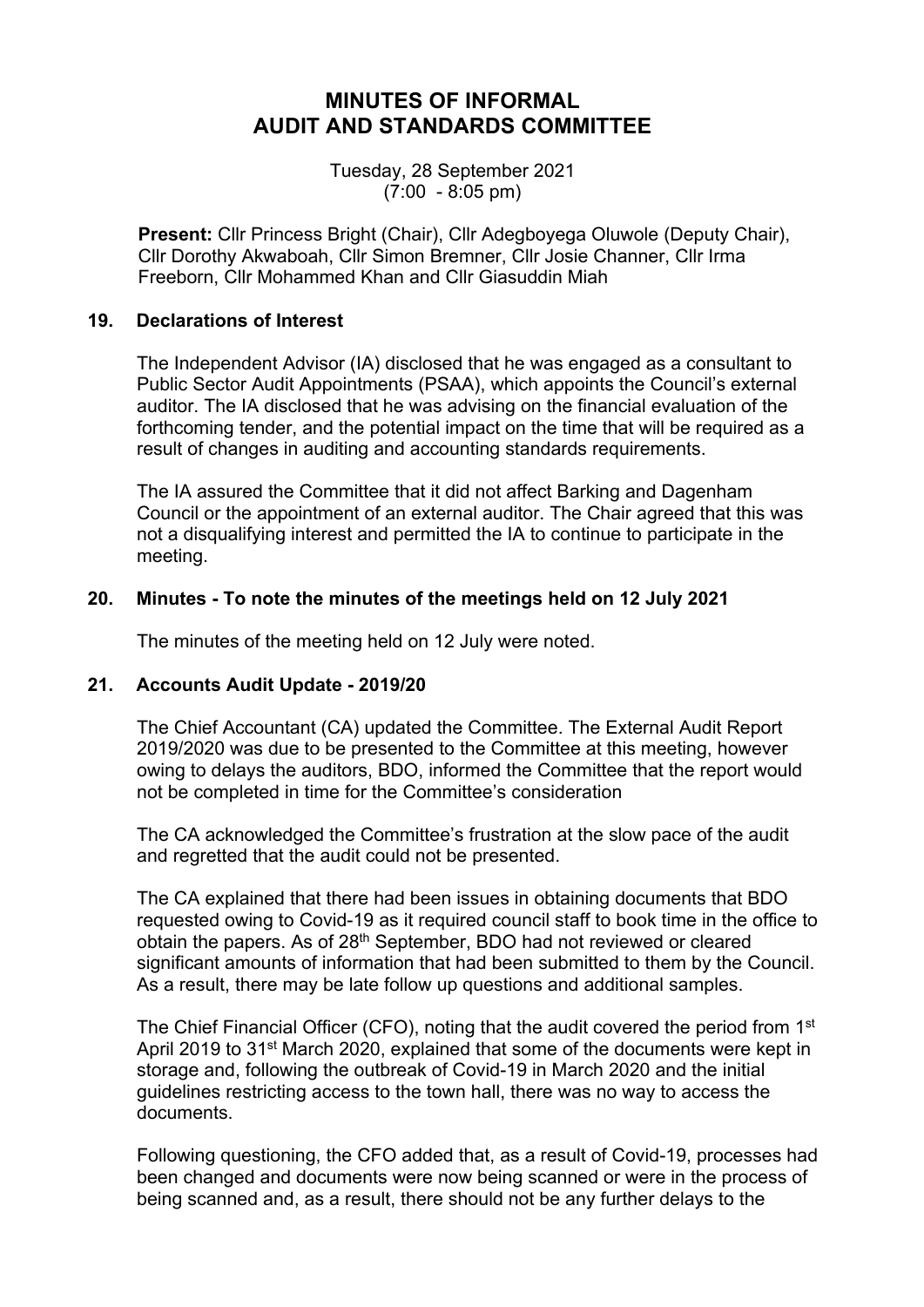# MINUTES OF INFORMAL AUDIT AND STANDARDS COMMITTEE

Tuesday, 28 September 2021
(7:00 - 8:05 pm)

**Present:** Cllr Princess Bright (Chair), Cllr Adegboyega Oluwole (Deputy Chair), Cllr Dorothy Akwaboah, Cllr Simon Bremner, Cllr Josie Channer, Cllr Irma Freeborn, Cllr Mohammed Khan and Cllr Giasuddin Miah

## 19. Declarations of Interest

The Independent Advisor (IA) disclosed that he was engaged as a consultant to Public Sector Audit Appointments (PSAA), which appoints the Council's external auditor. The IA disclosed that he was advising on the financial evaluation of the forthcoming tender, and the potential impact on the time that will be required as a result of changes in auditing and accounting standards requirements.

The IA assured the Committee that it did not affect Barking and Dagenham Council or the appointment of an external auditor. The Chair agreed that this was not a disqualifying interest and permitted the IA to continue to participate in the meeting.

## 20. Minutes - To note the minutes of the meetings held on 12 July 2021

The minutes of the meeting held on 12 July were noted.

## 21. Accounts Audit Update - 2019/20

The Chief Accountant (CA) updated the Committee. The External Audit Report 2019/2020 was due to be presented to the Committee at this meeting, however owing to delays the auditors, BDO, informed the Committee that the report would not be completed in time for the Committee's consideration

The CA acknowledged the Committee's frustration at the slow pace of the audit and regretted that the audit could not be presented.

The CA explained that there had been issues in obtaining documents that BDO requested owing to Covid-19 as it required council staff to book time in the office to obtain the papers. As of 28th September, BDO had not reviewed or cleared significant amounts of information that had been submitted to them by the Council. As a result, there may be late follow up questions and additional samples.

The Chief Financial Officer (CFO), noting that the audit covered the period from 1st April 2019 to 31st March 2020, explained that some of the documents were kept in storage and, following the outbreak of Covid-19 in March 2020 and the initial guidelines restricting access to the town hall, there was no way to access the documents.

Following questioning, the CFO added that, as a result of Covid-19, processes had been changed and documents were now being scanned or were in the process of being scanned and, as a result, there should not be any further delays to the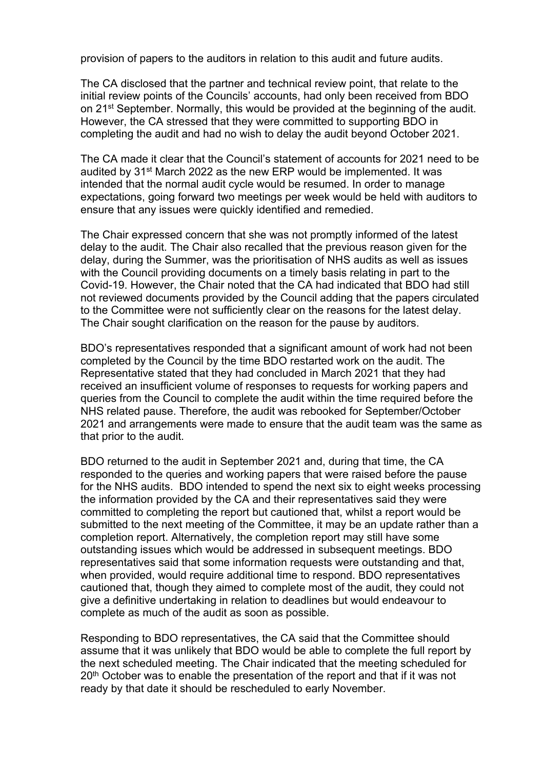provision of papers to the auditors in relation to this audit and future audits.

The CA disclosed that the partner and technical review point, that relate to the initial review points of the Councils' accounts, had only been received from BDO on 21st September. Normally, this would be provided at the beginning of the audit. However, the CA stressed that they were committed to supporting BDO in completing the audit and had no wish to delay the audit beyond October 2021.

The CA made it clear that the Council's statement of accounts for 2021 need to be audited by 31st March 2022 as the new ERP would be implemented. It was intended that the normal audit cycle would be resumed. In order to manage expectations, going forward two meetings per week would be held with auditors to ensure that any issues were quickly identified and remedied.

The Chair expressed concern that she was not promptly informed of the latest delay to the audit. The Chair also recalled that the previous reason given for the delay, during the Summer, was the prioritisation of NHS audits as well as issues with the Council providing documents on a timely basis relating in part to the Covid-19. However, the Chair noted that the CA had indicated that BDO had still not reviewed documents provided by the Council adding that the papers circulated to the Committee were not sufficiently clear on the reasons for the latest delay. The Chair sought clarification on the reason for the pause by auditors.

BDO's representatives responded that a significant amount of work had not been completed by the Council by the time BDO restarted work on the audit. The Representative stated that they had concluded in March 2021 that they had received an insufficient volume of responses to requests for working papers and queries from the Council to complete the audit within the time required before the NHS related pause. Therefore, the audit was rebooked for September/October 2021 and arrangements were made to ensure that the audit team was the same as that prior to the audit.

BDO returned to the audit in September 2021 and, during that time, the CA responded to the queries and working papers that were raised before the pause for the NHS audits. BDO intended to spend the next six to eight weeks processing the information provided by the CA and their representatives said they were committed to completing the report but cautioned that, whilst a report would be submitted to the next meeting of the Committee, it may be an update rather than a completion report. Alternatively, the completion report may still have some outstanding issues which would be addressed in subsequent meetings. BDO representatives said that some information requests were outstanding and that, when provided, would require additional time to respond. BDO representatives cautioned that, though they aimed to complete most of the audit, they could not give a definitive undertaking in relation to deadlines but would endeavour to complete as much of the audit as soon as possible.

Responding to BDO representatives, the CA said that the Committee should assume that it was unlikely that BDO would be able to complete the full report by the next scheduled meeting. The Chair indicated that the meeting scheduled for 20th October was to enable the presentation of the report and that if it was not ready by that date it should be rescheduled to early November.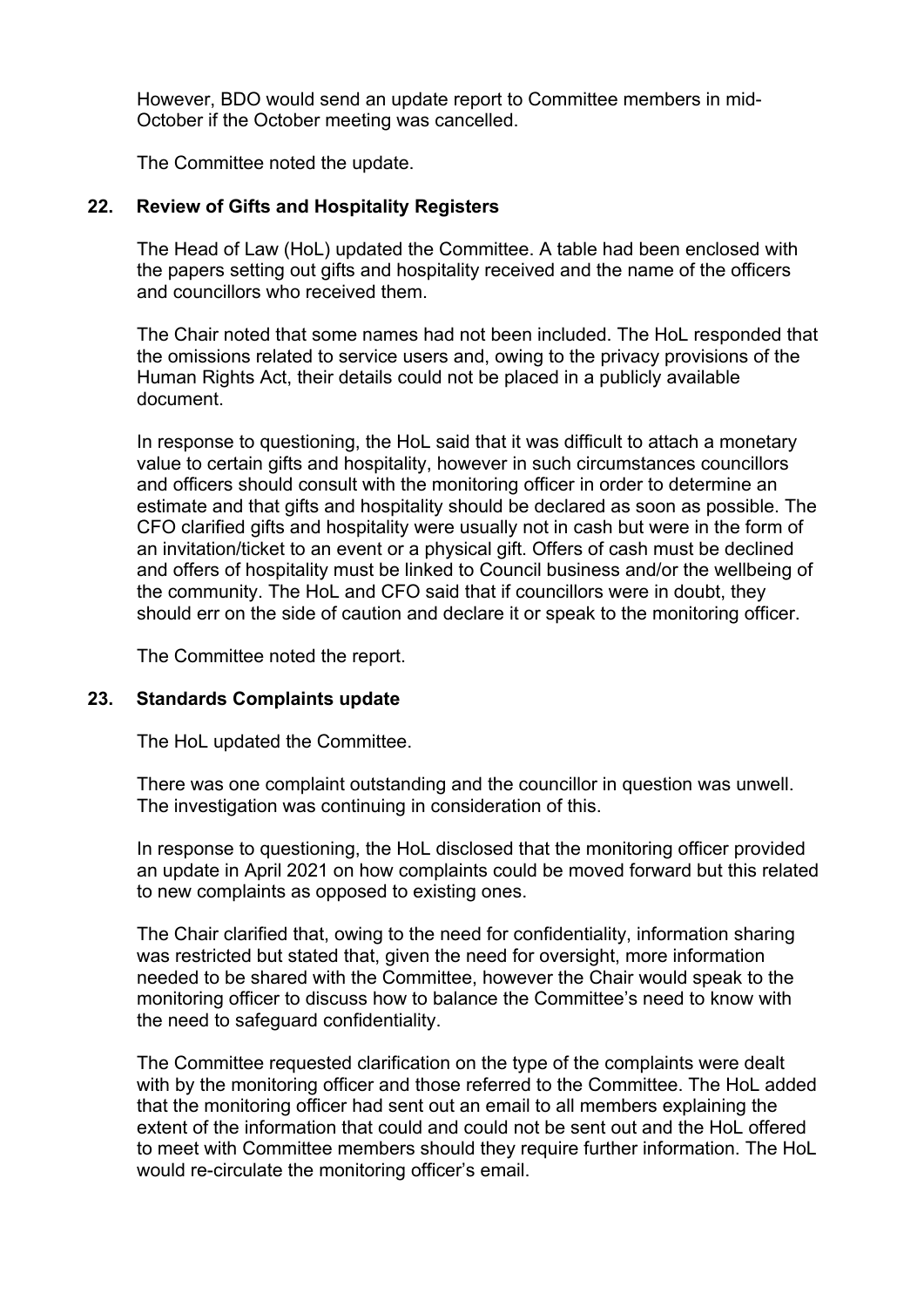However, BDO would send an update report to Committee members in mid-October if the October meeting was cancelled.

The Committee noted the update.

## 22. Review of Gifts and Hospitality Registers

The Head of Law (HoL) updated the Committee. A table had been enclosed with the papers setting out gifts and hospitality received and the name of the officers and councillors who received them.

The Chair noted that some names had not been included. The HoL responded that the omissions related to service users and, owing to the privacy provisions of the Human Rights Act, their details could not be placed in a publicly available document.

In response to questioning, the HoL said that it was difficult to attach a monetary value to certain gifts and hospitality, however in such circumstances councillors and officers should consult with the monitoring officer in order to determine an estimate and that gifts and hospitality should be declared as soon as possible. The CFO clarified gifts and hospitality were usually not in cash but were in the form of an invitation/ticket to an event or a physical gift. Offers of cash must be declined and offers of hospitality must be linked to Council business and/or the wellbeing of the community. The HoL and CFO said that if councillors were in doubt, they should err on the side of caution and declare it or speak to the monitoring officer.

The Committee noted the report.

## 23. Standards Complaints update

The HoL updated the Committee.

There was one complaint outstanding and the councillor in question was unwell. The investigation was continuing in consideration of this.

In response to questioning, the HoL disclosed that the monitoring officer provided an update in April 2021 on how complaints could be moved forward but this related to new complaints as opposed to existing ones.

The Chair clarified that, owing to the need for confidentiality, information sharing was restricted but stated that, given the need for oversight, more information needed to be shared with the Committee, however the Chair would speak to the monitoring officer to discuss how to balance the Committee's need to know with the need to safeguard confidentiality.

The Committee requested clarification on the type of the complaints were dealt with by the monitoring officer and those referred to the Committee. The HoL added that the monitoring officer had sent out an email to all members explaining the extent of the information that could and could not be sent out and the HoL offered to meet with Committee members should they require further information. The HoL would re-circulate the monitoring officer's email.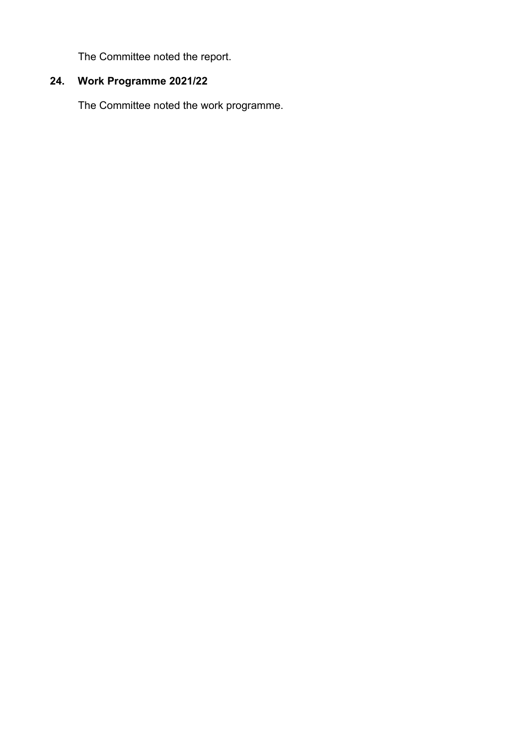The Committee noted the report.

## 24. Work Programme 2021/22

The Committee noted the work programme.